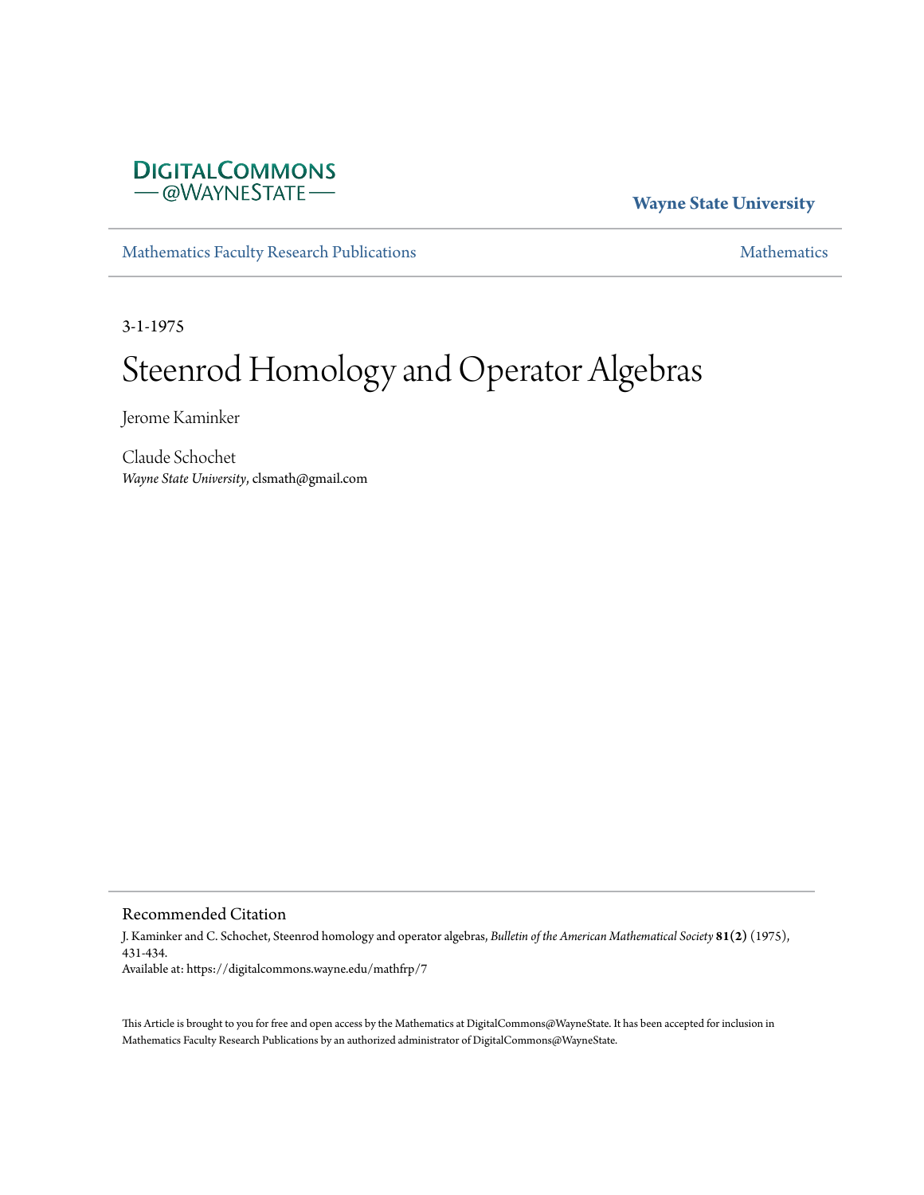DigitalCommons@WayneState

Wayne State University

Mathematics Faculty Research Publications

Mathematics

3-1-1975

# Steenrod Homology and Operator Algebras

Jerome Kaminker

Claude Schochet
*Wayne State University*, clsmath@gmail.com

## Recommended Citation

J. Kaminker and C. Schochet, Steenrod homology and operator algebras, *Bulletin of the American Mathematical Society* **81(2)** (1975), 431-434.
Available at: https://digitalcommons.wayne.edu/mathfrp/7

This Article is brought to you for free and open access by the Mathematics at DigitalCommons@WayneState. It has been accepted for inclusion in Mathematics Faculty Research Publications by an authorized administrator of DigitalCommons@WayneState.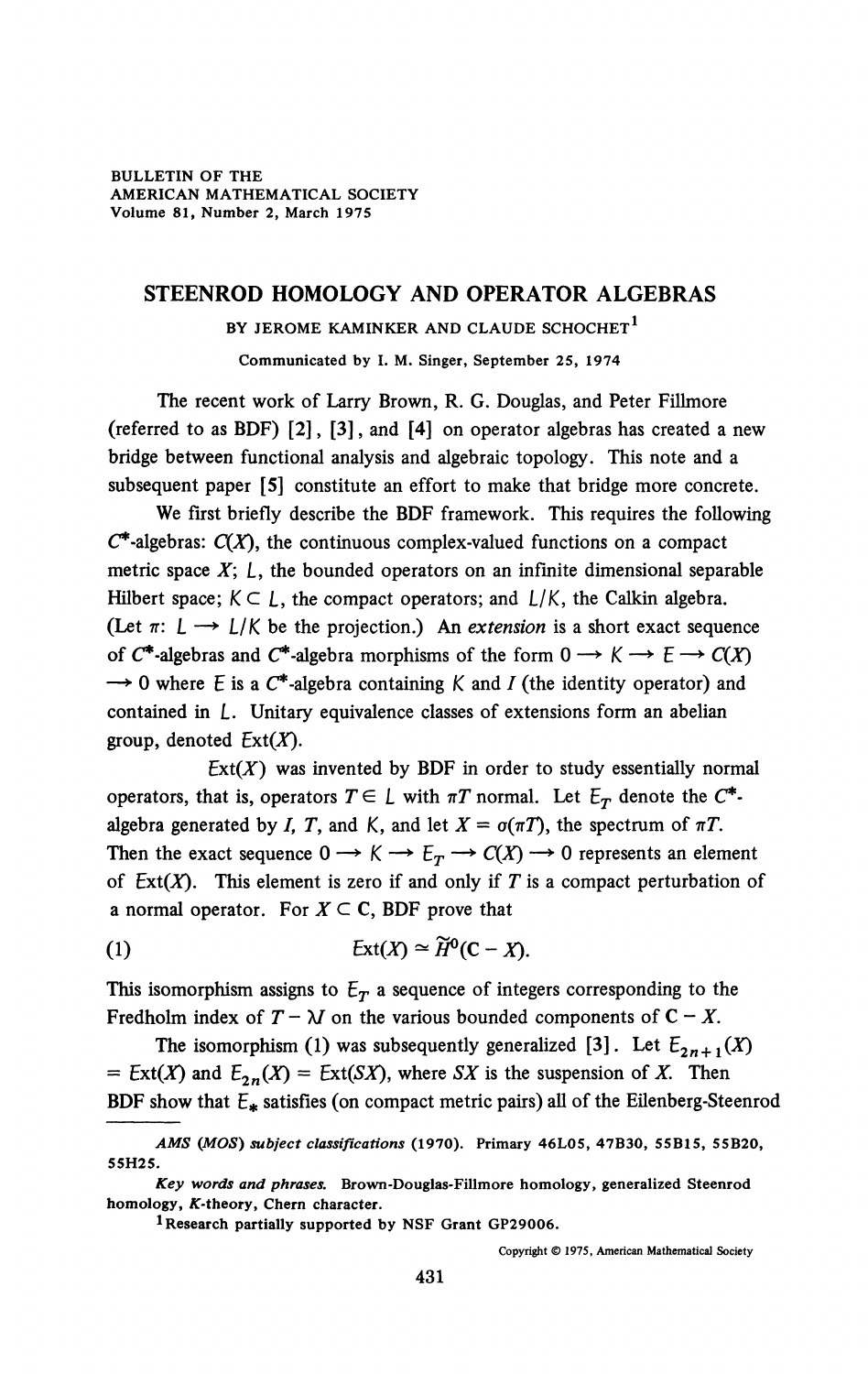BULLETIN OF THE
AMERICAN MATHEMATICAL SOCIETY
Volume 81, Number 2, March 1975

# STEENROD HOMOLOGY AND OPERATOR ALGEBRAS

BY JEROME KAMINKER AND CLAUDE SCHOCHET[1]

Communicated by I. M. Singer, September 25, 1974

The recent work of Larry Brown, R. G. Douglas, and Peter Fillmore (referred to as BDF) [2], [3], and [4] on operator algebras has created a new bridge between functional analysis and algebraic topology. This note and a subsequent paper [5] constitute an effort to make that bridge more concrete.

We first briefly describe the BDF framework. This requires the following $C^*$-algebras: $C(X)$, the continuous complex-valued functions on a compact metric space $X$; $L$, the bounded operators on an infinite dimensional separable Hilbert space; $K \subset L$, the compact operators; and $L/K$, the Calkin algebra. (Let $\pi\colon L \longrightarrow L/K$ be the projection.) An *extension* is a short exact sequence of $C^*$-algebras and $C^*$-algebra morphisms of the form $0 \longrightarrow K \longrightarrow E \longrightarrow C(X) \longrightarrow 0$ where $E$ is a $C^*$-algebra containing $K$ and $I$ (the identity operator) and contained in $L$. Unitary equivalence classes of extensions form an abelian group, denoted $\mathrm{Ext}(X)$.

$\mathrm{Ext}(X)$ was invented by BDF in order to study essentially normal operators, that is, operators $T \in L$ with $\pi T$ normal. Let $E_T$ denote the $C^*$-algebra generated by $I$, $T$, and $K$, and let $X = \sigma(\pi T)$, the spectrum of $\pi T$. Then the exact sequence $0 \longrightarrow K \longrightarrow E_T \longrightarrow C(X) \longrightarrow 0$ represents an element of $\mathrm{Ext}(X)$. This element is zero if and only if $T$ is a compact perturbation of a normal operator. For $X \subset \mathbf{C}$, BDF prove that

$$\mathrm{Ext}(X) \simeq \widetilde{H}^0(\mathbf{C} - X). \tag{1}$$

This isomorphism assigns to $E_T$ a sequence of integers corresponding to the Fredholm index of $T - \lambda I$ on the various bounded components of $\mathbf{C} - X$.

The isomorphism (1) was subsequently generalized [3]. Let $E_{2n+1}(X) = \mathrm{Ext}(X)$ and $E_{2n}(X) = \mathrm{Ext}(SX)$, where $SX$ is the suspension of $X$. Then BDF show that $E_*$ satisfies (on compact metric pairs) all of the Eilenberg-Steenrod

---

*AMS (MOS) subject classifications* (1970). Primary 46L05, 47B30, 55B15, 55B20, 55H25.

*Key words and phrases.* Brown-Douglas-Fillmore homology, generalized Steenrod homology, $K$-theory, Chern character.

[1] Research partially supported by NSF Grant GP29006.

Copyright © 1975, American Mathematical Society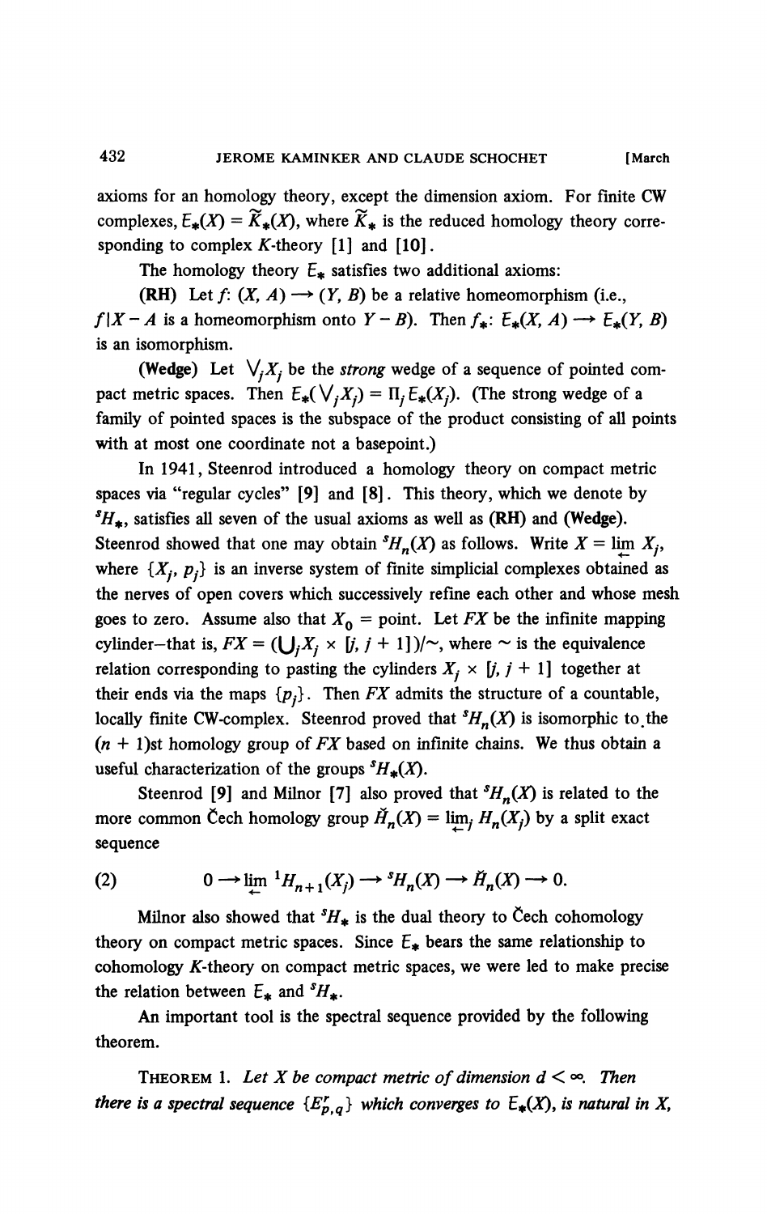axioms for an homology theory, except the dimension axiom. For finite CW complexes, $E_*(X) = \widetilde{K}_*(X)$, where $\widetilde{K}_*$ is the reduced homology theory corresponding to complex $K$-theory [1] and [10].

The homology theory $E_*$ satisfies two additional axioms:

**(RH)** Let $f: (X, A) \longrightarrow (Y, B)$ be a relative homeomorphism (i.e., $f|X - A$ is a homeomorphism onto $Y - B$). Then $f_*: E_*(X, A) \longrightarrow E_*(Y, B)$ is an isomorphism.

**(Wedge)** Let $\bigvee_j X_j$ be the *strong* wedge of a sequence of pointed compact metric spaces. Then $E_*(\bigvee_j X_j) = \Pi_j E_*(X_j)$. (The strong wedge of a family of pointed spaces is the subspace of the product consisting of all points with at most one coordinate not a basepoint.)

In 1941, Steenrod introduced a homology theory on compact metric spaces via "regular cycles" [9] and [8]. This theory, which we denote by ${}^sH_*$, satisfies all seven of the usual axioms as well as **(RH)** and **(Wedge)**. Steenrod showed that one may obtain ${}^sH_n(X)$ as follows. Write $X = \varprojlim X_j$, where $\{X_j, p_j\}$ is an inverse system of finite simplicial complexes obtained as the nerves of open covers which successively refine each other and whose mesh goes to zero. Assume also that $X_0 =$ point. Let $FX$ be the infinite mapping cylinder—that is, $FX = (\bigcup_j X_j \times [j, j + 1])/\sim$, where $\sim$ is the equivalence relation corresponding to pasting the cylinders $X_j \times [j, j + 1]$ together at their ends via the maps $\{p_j\}$. Then $FX$ admits the structure of a countable, locally finite CW-complex. Steenrod proved that ${}^sH_n(X)$ is isomorphic to the $(n + 1)$st homology group of $FX$ based on infinite chains. We thus obtain a useful characterization of the groups ${}^sH_*(X)$.

Steenrod [9] and Milnor [7] also proved that ${}^sH_n(X)$ is related to the more common Čech homology group $\check{H}_n(X) = \varprojlim_j H_n(X_j)$ by a split exact sequence

$$0 \longrightarrow \varprojlim{}^1 H_{n+1}(X_j) \longrightarrow {}^sH_n(X) \longrightarrow \check{H}_n(X) \longrightarrow 0. \tag{2}$$

Milnor also showed that ${}^sH_*$ is the dual theory to Čech cohomology theory on compact metric spaces. Since $E_*$ bears the same relationship to cohomology $K$-theory on compact metric spaces, we were led to make precise the relation between $E_*$ and ${}^sH_*$.

An important tool is the spectral sequence provided by the following theorem.

THEOREM 1. *Let $X$ be compact metric of dimension $d < \infty$. Then there is a spectral sequence $\{E^r_{p,q}\}$ which converges to $E_*(X)$, is natural in $X$,*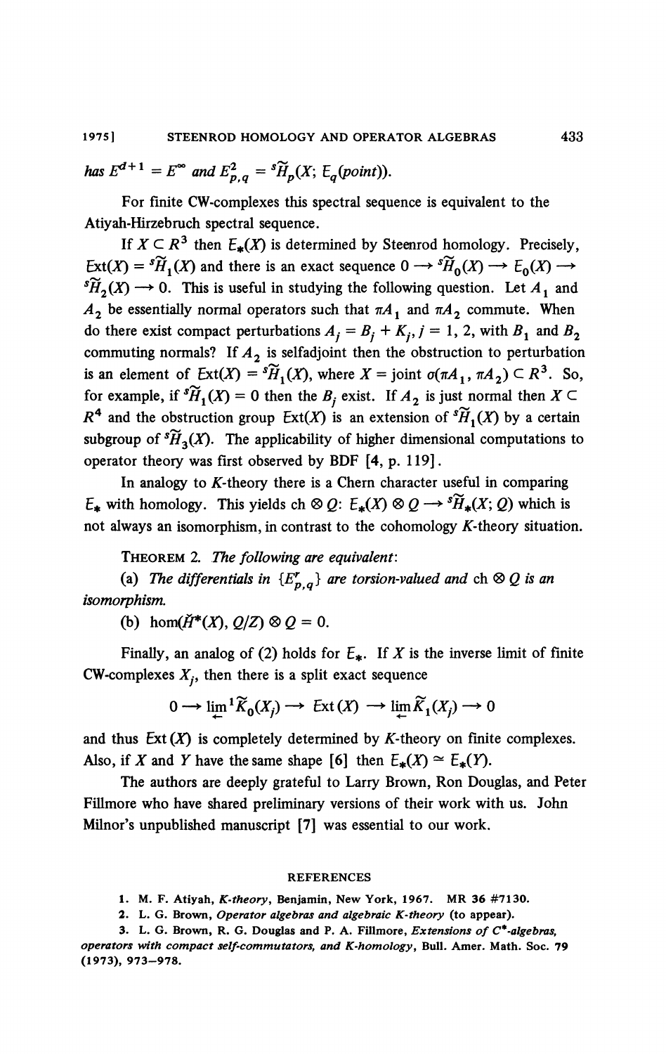has $E^{d+1} = E^\infty$ and $E^2_{p,q} = {}^s\widetilde{H}_p(X; E_q(\text{point}))$.

For finite CW-complexes this spectral sequence is equivalent to the Atiyah-Hirzebruch spectral sequence.

If $X \subset R^3$ then $E_*(X)$ is determined by Steenrod homology. Precisely, $\text{Ext}(X) = {}^s\widetilde{H}_1(X)$ and there is an exact sequence $0 \longrightarrow {}^s\widetilde{H}_0(X) \longrightarrow E_0(X) \longrightarrow {}^s\widetilde{H}_2(X) \longrightarrow 0$. This is useful in studying the following question. Let $A_1$ and $A_2$ be essentially normal operators such that $\pi A_1$ and $\pi A_2$ commute. When do there exist compact perturbations $A_j = B_j + K_j$, $j = 1, 2$, with $B_1$ and $B_2$ commuting normals? If $A_2$ is selfadjoint then the obstruction to perturbation is an element of $\text{Ext}(X) = {}^s\widetilde{H}_1(X)$, where $X = \text{joint } \sigma(\pi A_1, \pi A_2) \subset R^3$. So, for example, if ${}^s\widetilde{H}_1(X) = 0$ then the $B_j$ exist. If $A_2$ is just normal then $X \subset R^4$ and the obstruction group $\text{Ext}(X)$ is an extension of ${}^s\widetilde{H}_1(X)$ by a certain subgroup of ${}^s\widetilde{H}_3(X)$. The applicability of higher dimensional computations to operator theory was first observed by BDF [4, p. 119].

In analogy to $K$-theory there is a Chern character useful in comparing $E_*$ with homology. This yields $\text{ch} \otimes Q$: $E_*(X) \otimes Q \longrightarrow {}^s\widetilde{H}_*(X; Q)$ which is not always an isomorphism, in contrast to the cohomology $K$-theory situation.

**THEOREM 2.** *The following are equivalent*:

(a) *The differentials in* $\{E^r_{p,q}\}$ *are torsion-valued and* $\text{ch} \otimes Q$ *is an isomorphism.*

(b) $\hom(\check{H}^*(X), Q/Z) \otimes Q = 0$.

Finally, an analog of (2) holds for $E_*$. If $X$ is the inverse limit of finite CW-complexes $X_j$, then there is a split exact sequence

$$0 \longrightarrow \varprojlim{}^1 \widetilde{K}_0(X_j) \longrightarrow \text{Ext}(X) \longrightarrow \varprojlim \widetilde{K}_1(X_j) \longrightarrow 0$$

and thus $\text{Ext}(X)$ is completely determined by $K$-theory on finite complexes. Also, if $X$ and $Y$ have the same shape [6] then $E_*(X) \simeq E_*(Y)$.

The authors are deeply grateful to Larry Brown, Ron Douglas, and Peter Fillmore who have shared preliminary versions of their work with us. John Milnor's unpublished manuscript [7] was essential to our work.

## REFERENCES

1. M. F. Atiyah, *K-theory*, Benjamin, New York, 1967. MR 36 #7130.
2. L. G. Brown, *Operator algebras and algebraic K-theory* (to appear).
3. L. G. Brown, R. G. Douglas and P. A. Fillmore, *Extensions of C\*-algebras, operators with compact self-commutators, and K-homology*, Bull. Amer. Math. Soc. **79** (1973), 973–978.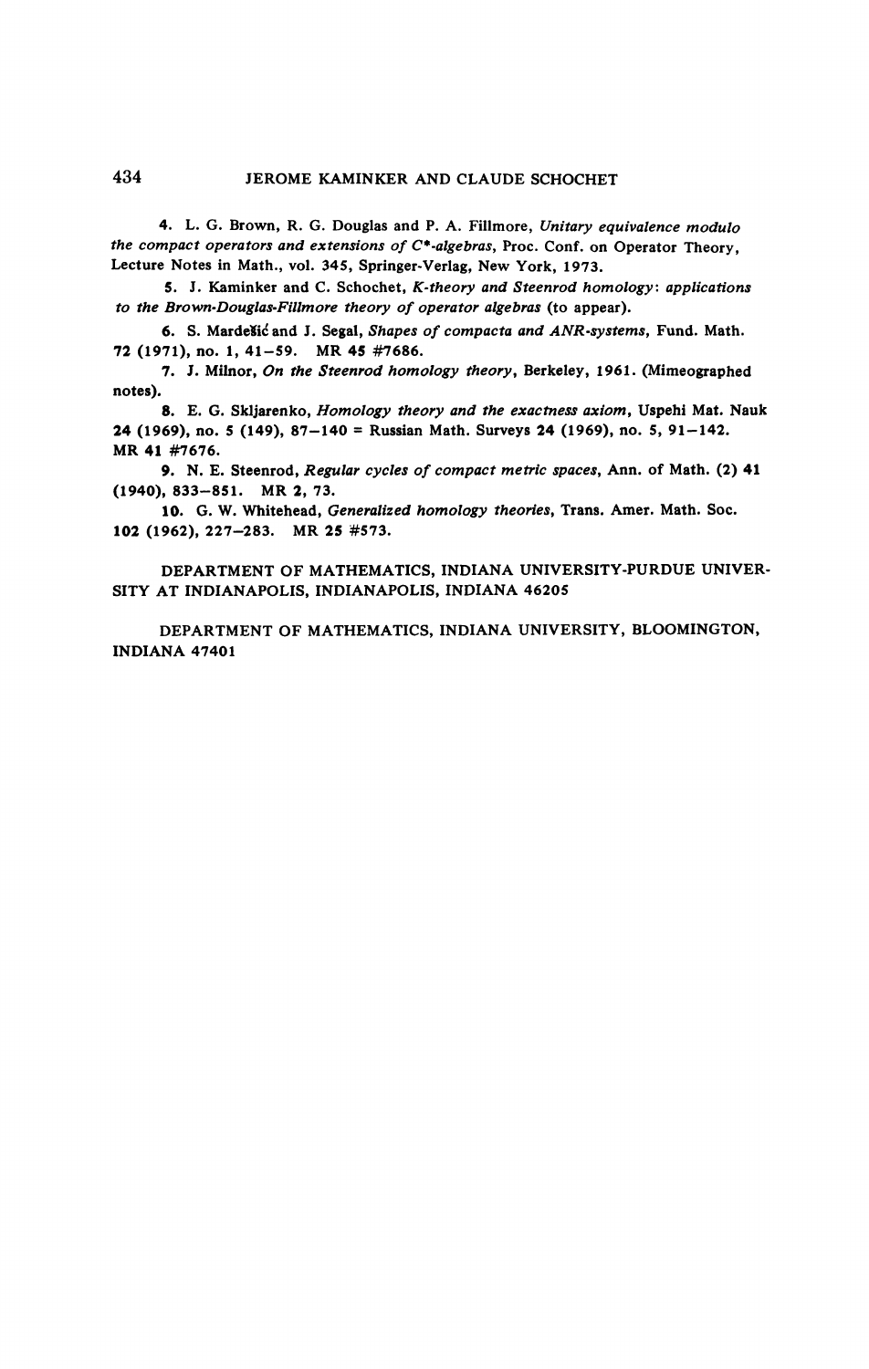4. L. G. Brown, R. G. Douglas and P. A. Fillmore, *Unitary equivalence modulo the compact operators and extensions of C\*-algebras*, Proc. Conf. on Operator Theory, Lecture Notes in Math., vol. 345, Springer-Verlag, New York, 1973.

5. J. Kaminker and C. Schochet, *K-theory and Steenrod homology: applications to the Brown-Douglas-Fillmore theory of operator algebras* (to appear).

6. S. Mardešić and J. Segal, *Shapes of compacta and ANR-systems*, Fund. Math. **72** (1971), no. 1, 41–59. MR **45** #7686.

7. J. Milnor, *On the Steenrod homology theory*, Berkeley, 1961. (Mimeographed notes).

8. E. G. Skljarenko, *Homology theory and the exactness axiom*, Uspehi Mat. Nauk **24** (1969), no. 5 (149), 87–140 = Russian Math. Surveys **24** (1969), no. 5, 91–142. MR **41** #7676.

9. N. E. Steenrod, *Regular cycles of compact metric spaces*, Ann. of Math. (2) **41** (1940), 833–851. MR **2**, 73.

10. G. W. Whitehead, *Generalized homology theories*, Trans. Amer. Math. Soc. **102** (1962), 227–283. MR **25** #573.

DEPARTMENT OF MATHEMATICS, INDIANA UNIVERSITY-PURDUE UNIVERSITY AT INDIANAPOLIS, INDIANAPOLIS, INDIANA 46205

DEPARTMENT OF MATHEMATICS, INDIANA UNIVERSITY, BLOOMINGTON, INDIANA 47401